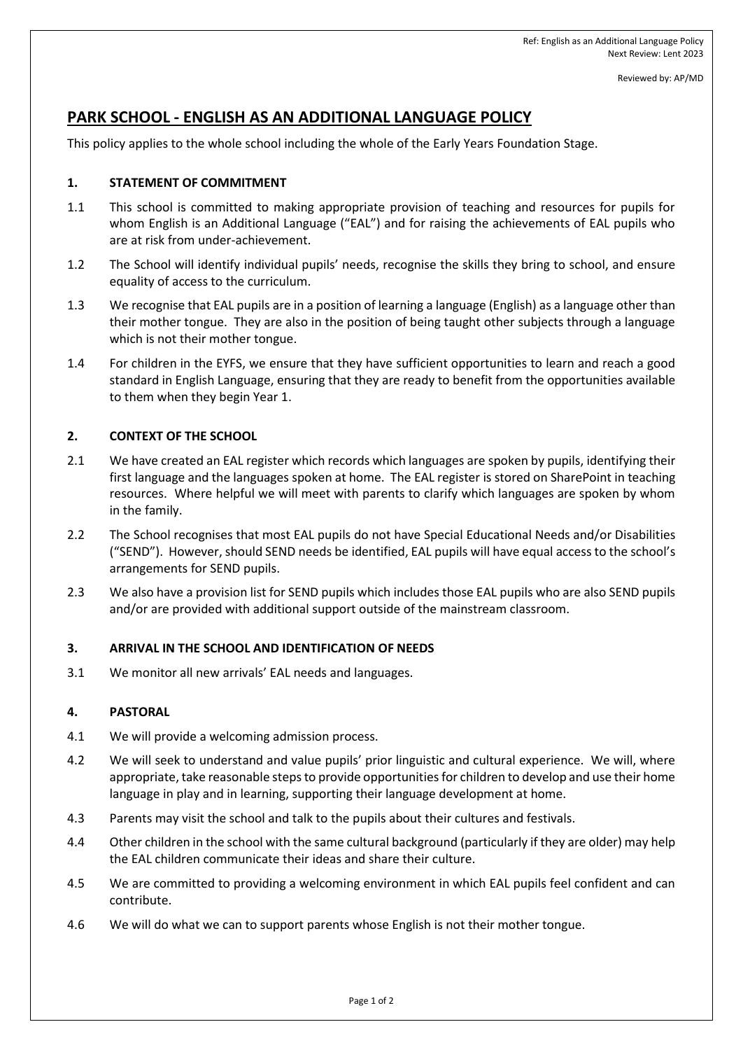Ref: English as an Additional Language Policy
Next Review: Lent 2023

Reviewed by: AP/MD

# PARK SCHOOL - ENGLISH AS AN ADDITIONAL LANGUAGE POLICY

This policy applies to the whole school including the whole of the Early Years Foundation Stage.

## 1. STATEMENT OF COMMITMENT

1.1 This school is committed to making appropriate provision of teaching and resources for pupils for whom English is an Additional Language ("EAL") and for raising the achievements of EAL pupils who are at risk from under-achievement.

1.2 The School will identify individual pupils' needs, recognise the skills they bring to school, and ensure equality of access to the curriculum.

1.3 We recognise that EAL pupils are in a position of learning a language (English) as a language other than their mother tongue. They are also in the position of being taught other subjects through a language which is not their mother tongue.

1.4 For children in the EYFS, we ensure that they have sufficient opportunities to learn and reach a good standard in English Language, ensuring that they are ready to benefit from the opportunities available to them when they begin Year 1.

## 2. CONTEXT OF THE SCHOOL

2.1 We have created an EAL register which records which languages are spoken by pupils, identifying their first language and the languages spoken at home. The EAL register is stored on SharePoint in teaching resources. Where helpful we will meet with parents to clarify which languages are spoken by whom in the family.

2.2 The School recognises that most EAL pupils do not have Special Educational Needs and/or Disabilities ("SEND"). However, should SEND needs be identified, EAL pupils will have equal access to the school's arrangements for SEND pupils.

2.3 We also have a provision list for SEND pupils which includes those EAL pupils who are also SEND pupils and/or are provided with additional support outside of the mainstream classroom.

## 3. ARRIVAL IN THE SCHOOL AND IDENTIFICATION OF NEEDS

3.1 We monitor all new arrivals' EAL needs and languages.

## 4. PASTORAL

4.1 We will provide a welcoming admission process.

4.2 We will seek to understand and value pupils' prior linguistic and cultural experience. We will, where appropriate, take reasonable steps to provide opportunities for children to develop and use their home language in play and in learning, supporting their language development at home.

4.3 Parents may visit the school and talk to the pupils about their cultures and festivals.

4.4 Other children in the school with the same cultural background (particularly if they are older) may help the EAL children communicate their ideas and share their culture.

4.5 We are committed to providing a welcoming environment in which EAL pupils feel confident and can contribute.

4.6 We will do what we can to support parents whose English is not their mother tongue.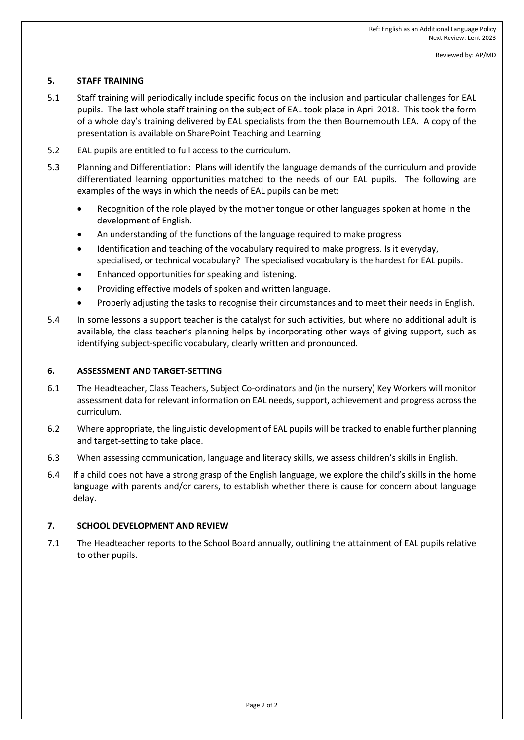## 5. STAFF TRAINING

5.1 Staff training will periodically include specific focus on the inclusion and particular challenges for EAL pupils. The last whole staff training on the subject of EAL took place in April 2018. This took the form of a whole day's training delivered by EAL specialists from the then Bournemouth LEA. A copy of the presentation is available on SharePoint Teaching and Learning

5.2 EAL pupils are entitled to full access to the curriculum.

5.3 Planning and Differentiation: Plans will identify the language demands of the curriculum and provide differentiated learning opportunities matched to the needs of our EAL pupils. The following are examples of the ways in which the needs of EAL pupils can be met:

- Recognition of the role played by the mother tongue or other languages spoken at home in the development of English.
- An understanding of the functions of the language required to make progress
- Identification and teaching of the vocabulary required to make progress. Is it everyday, specialised, or technical vocabulary? The specialised vocabulary is the hardest for EAL pupils.
- Enhanced opportunities for speaking and listening.
- Providing effective models of spoken and written language.
- Properly adjusting the tasks to recognise their circumstances and to meet their needs in English.

5.4 In some lessons a support teacher is the catalyst for such activities, but where no additional adult is available, the class teacher's planning helps by incorporating other ways of giving support, such as identifying subject-specific vocabulary, clearly written and pronounced.

## 6. ASSESSMENT AND TARGET-SETTING

6.1 The Headteacher, Class Teachers, Subject Co-ordinators and (in the nursery) Key Workers will monitor assessment data for relevant information on EAL needs, support, achievement and progress across the curriculum.

6.2 Where appropriate, the linguistic development of EAL pupils will be tracked to enable further planning and target-setting to take place.

6.3 When assessing communication, language and literacy skills, we assess children's skills in English.

6.4 If a child does not have a strong grasp of the English language, we explore the child's skills in the home language with parents and/or carers, to establish whether there is cause for concern about language delay.

## 7. SCHOOL DEVELOPMENT AND REVIEW

7.1 The Headteacher reports to the School Board annually, outlining the attainment of EAL pupils relative to other pupils.